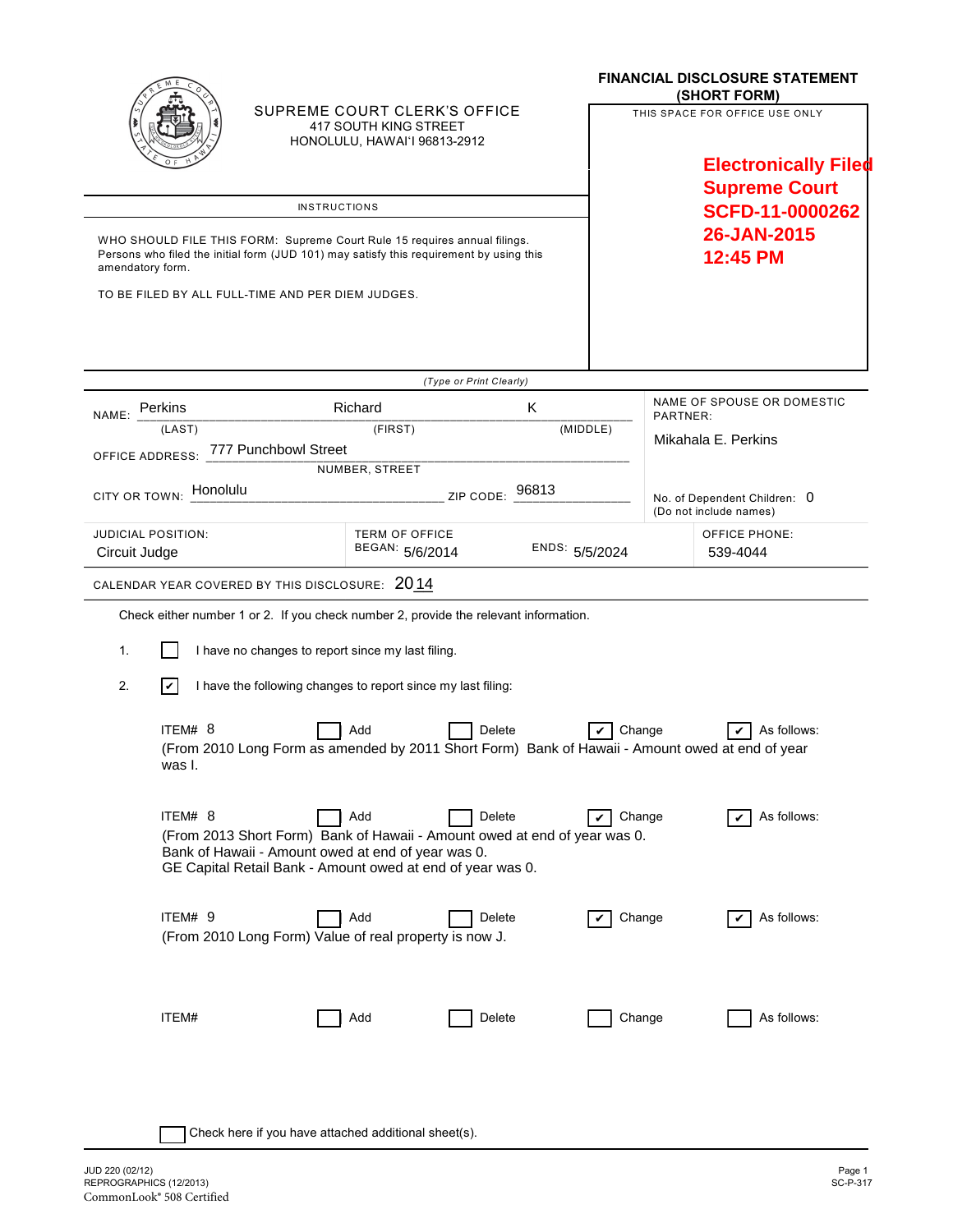# FINANCIAL DISCLOSURE STATEMENT (SHORT FORM)

SUPREME COURT CLERK'S OFFICE
417 SOUTH KING STREET
HONOLULU, HAWAI'I 96813-2912

THIS SPACE FOR OFFICE USE ONLY

**Electronically Filed**
**Supreme Court**
**SCFD-11-0000262**
**26-JAN-2015**
**12:45 PM**

## INSTRUCTIONS

WHO SHOULD FILE THIS FORM: Supreme Court Rule 15 requires annual filings. Persons who filed the initial form (JUD 101) may satisfy this requirement by using this amendatory form.

TO BE FILED BY ALL FULL-TIME AND PER DIEM JUDGES.

*(Type or Print Clearly)*

NAME: Perkins (LAST) Richard (FIRST) K (MIDDLE)

NAME OF SPOUSE OR DOMESTIC PARTNER: Mikahala E. Perkins

OFFICE ADDRESS: 777 Punchbowl Street (NUMBER, STREET)

CITY OR TOWN: Honolulu ZIP CODE: 96813

No. of Dependent Children: 0 (Do not include names)

| JUDICIAL POSITION: | TERM OF OFFICE BEGAN: | ENDS: | OFFICE PHONE: |
|---|---|---|---|
| Circuit Judge | 5/6/2014 | 5/5/2024 | 539-4044 |

CALENDAR YEAR COVERED BY THIS DISCLOSURE: 2014

Check either number 1 or 2. If you check number 2, provide the relevant information.

1. ☐ I have no changes to report since my last filing.
2. ☑ I have the following changes to report since my last filing:

ITEM# 8 ☐ Add ☐ Delete ☑ Change ☑ As follows:
(From 2010 Long Form as amended by 2011 Short Form) Bank of Hawaii - Amount owed at end of year was I.

ITEM# 8 ☐ Add ☐ Delete ☑ Change ☑ As follows:
(From 2013 Short Form) Bank of Hawaii - Amount owed at end of year was 0.
Bank of Hawaii - Amount owed at end of year was 0.
GE Capital Retail Bank - Amount owed at end of year was 0.

ITEM# 9 ☐ Add ☐ Delete ☑ Change ☑ As follows:
(From 2010 Long Form) Value of real property is now J.

ITEM# ☐ Add ☐ Delete ☐ Change ☐ As follows:

☐ Check here if you have attached additional sheet(s).

JUD 220 (02/12)
REPROGRAPHICS (12/2013)
CommonLook® 508 Certified

SC-P-317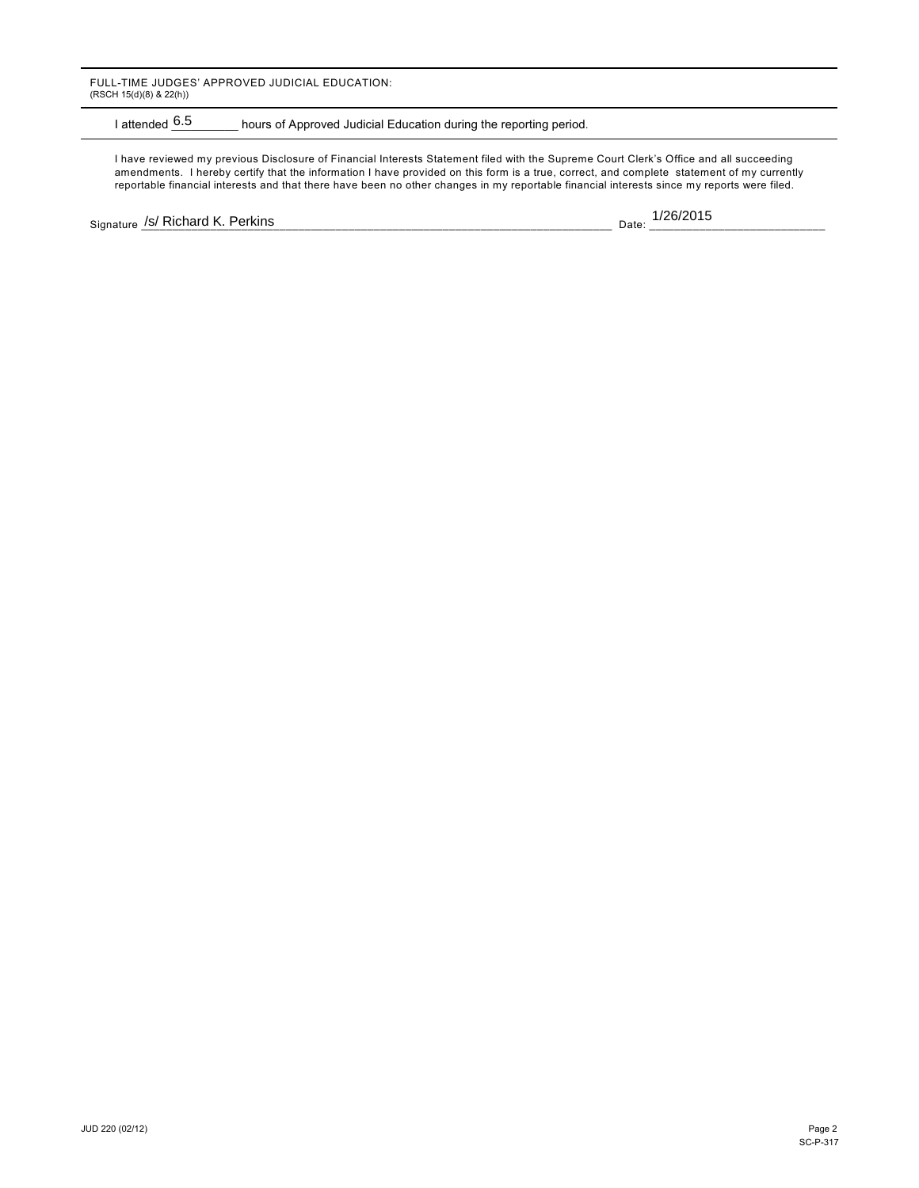FULL-TIME JUDGES' APPROVED JUDICIAL EDUCATION:
(RSCH 15(d)(8) & 22(h))

I attended 6.5 hours of Approved Judicial Education during the reporting period.

I have reviewed my previous Disclosure of Financial Interests Statement filed with the Supreme Court Clerk's Office and all succeeding amendments. I hereby certify that the information I have provided on this form is a true, correct, and complete statement of my currently reportable financial interests and that there have been no other changes in my reportable financial interests since my reports were filed.

Signature /s/ Richard K. Perkins Date: 1/26/2015

JUD 220 (02/12)

SC-P-317